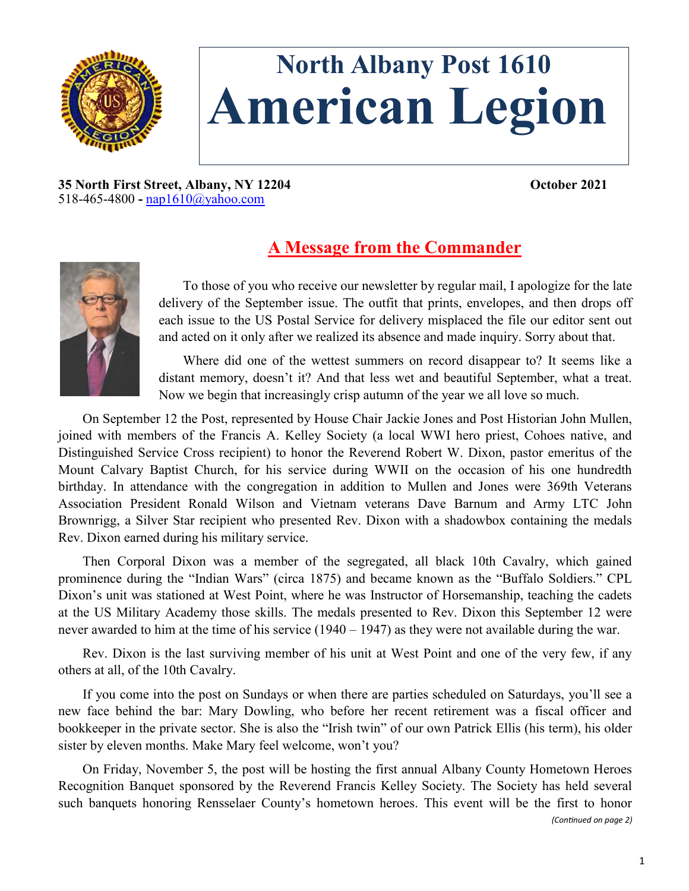# North Albany Post 1610
# American Legion

**35 North First Street, Albany, NY 12204** **October 2021**
518-465-4800 - nap1610@yahoo.com

## A Message from the Commander

To those of you who receive our newsletter by regular mail, I apologize for the late delivery of the September issue. The outfit that prints, envelopes, and then drops off each issue to the US Postal Service for delivery misplaced the file our editor sent out and acted on it only after we realized its absence and made inquiry. Sorry about that.

Where did one of the wettest summers on record disappear to? It seems like a distant memory, doesn't it? And that less wet and beautiful September, what a treat. Now we begin that increasingly crisp autumn of the year we all love so much.

On September 12 the Post, represented by House Chair Jackie Jones and Post Historian John Mullen, joined with members of the Francis A. Kelley Society (a local WWI hero priest, Cohoes native, and Distinguished Service Cross recipient) to honor the Reverend Robert W. Dixon, pastor emeritus of the Mount Calvary Baptist Church, for his service during WWII on the occasion of his one hundredth birthday. In attendance with the congregation in addition to Mullen and Jones were 369th Veterans Association President Ronald Wilson and Vietnam veterans Dave Barnum and Army LTC John Brownrigg, a Silver Star recipient who presented Rev. Dixon with a shadowbox containing the medals Rev. Dixon earned during his military service.

Then Corporal Dixon was a member of the segregated, all black 10th Cavalry, which gained prominence during the "Indian Wars" (circa 1875) and became known as the "Buffalo Soldiers." CPL Dixon's unit was stationed at West Point, where he was Instructor of Horsemanship, teaching the cadets at the US Military Academy those skills. The medals presented to Rev. Dixon this September 12 were never awarded to him at the time of his service (1940 – 1947) as they were not available during the war.

Rev. Dixon is the last surviving member of his unit at West Point and one of the very few, if any others at all, of the 10th Cavalry.

If you come into the post on Sundays or when there are parties scheduled on Saturdays, you'll see a new face behind the bar: Mary Dowling, who before her recent retirement was a fiscal officer and bookkeeper in the private sector. She is also the "Irish twin" of our own Patrick Ellis (his term), his older sister by eleven months. Make Mary feel welcome, won't you?

On Friday, November 5, the post will be hosting the first annual Albany County Hometown Heroes Recognition Banquet sponsored by the Reverend Francis Kelley Society. The Society has held several such banquets honoring Rensselaer County's hometown heroes. This event will be the first to honor

*(Continued on page 2)*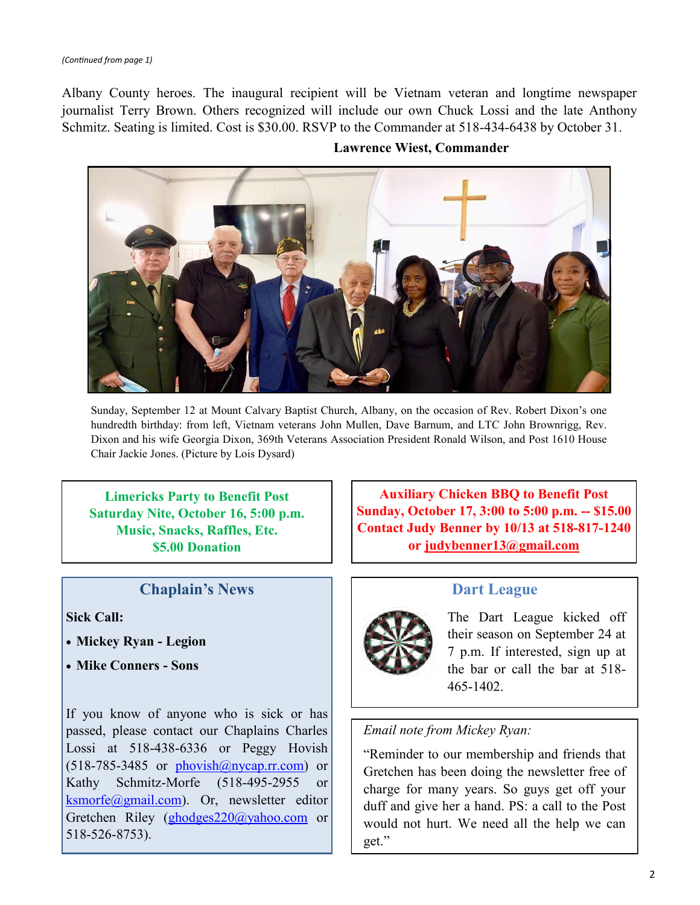*(Continued from page 1)*

Albany County heroes. The inaugural recipient will be Vietnam veteran and longtime newspaper journalist Terry Brown. Others recognized will include our own Chuck Lossi and the late Anthony Schmitz. Seating is limited. Cost is $30.00. RSVP to the Commander at 518-434-6438 by October 31.

**Lawrence Wiest, Commander**

Sunday, September 12 at Mount Calvary Baptist Church, Albany, on the occasion of Rev. Robert Dixon's one hundredth birthday: from left, Vietnam veterans John Mullen, Dave Barnum, and LTC John Brownrigg, Rev. Dixon and his wife Georgia Dixon, 369th Veterans Association President Ronald Wilson, and Post 1610 House Chair Jackie Jones. (Picture by Lois Dysard)

**Limericks Party to Benefit Post**
**Saturday Nite, October 16, 5:00 p.m.**
**Music, Snacks, Raffles, Etc.**
**$5.00 Donation**

**Auxiliary Chicken BBQ to Benefit Post**
**Sunday, October 17, 3:00 to 5:00 p.m. -- $15.00**
**Contact Judy Benner by 10/13 at 518-817-1240**
**or judybenner13@gmail.com**

## Chaplain's News

**Sick Call:**

- **Mickey Ryan - Legion**
- **Mike Conners - Sons**

If you know of anyone who is sick or has passed, please contact our Chaplains Charles Lossi at 518-438-6336 or Peggy Hovish (518-785-3485 or phovish@nycap.rr.com) or Kathy Schmitz-Morfe (518-495-2955 or ksmorfe@gmail.com). Or, newsletter editor Gretchen Riley (ghodges220@yahoo.com or 518-526-8753).

## Dart League

The Dart League kicked off their season on September 24 at 7 p.m. If interested, sign up at the bar or call the bar at 518-465-1402.

*Email note from Mickey Ryan:*

"Reminder to our membership and friends that Gretchen has been doing the newsletter free of charge for many years. So guys get off your duff and give her a hand. PS: a call to the Post would not hurt. We need all the help we can get."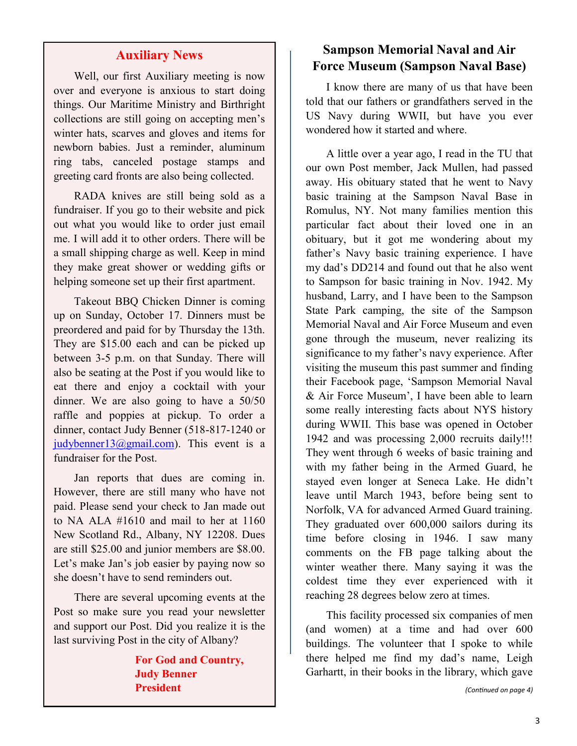## Auxiliary News

Well, our first Auxiliary meeting is now over and everyone is anxious to start doing things. Our Maritime Ministry and Birthright collections are still going on accepting men's winter hats, scarves and gloves and items for newborn babies. Just a reminder, aluminum ring tabs, canceled postage stamps and greeting card fronts are also being collected.

RADA knives are still being sold as a fundraiser. If you go to their website and pick out what you would like to order just email me. I will add it to other orders. There will be a small shipping charge as well. Keep in mind they make great shower or wedding gifts or helping someone set up their first apartment.

Takeout BBQ Chicken Dinner is coming up on Sunday, October 17. Dinners must be preordered and paid for by Thursday the 13th. They are $15.00 each and can be picked up between 3-5 p.m. on that Sunday. There will also be seating at the Post if you would like to eat there and enjoy a cocktail with your dinner. We are also going to have a 50/50 raffle and poppies at pickup. To order a dinner, contact Judy Benner (518-817-1240 or judybenner13@gmail.com). This event is a fundraiser for the Post.

Jan reports that dues are coming in. However, there are still many who have not paid. Please send your check to Jan made out to NA ALA #1610 and mail to her at 1160 New Scotland Rd., Albany, NY 12208. Dues are still $25.00 and junior members are $8.00. Let's make Jan's job easier by paying now so she doesn't have to send reminders out.

There are several upcoming events at the Post so make sure you read your newsletter and support our Post. Did you realize it is the last surviving Post in the city of Albany?

**For God and Country,**
**Judy Benner**
**President**

## Sampson Memorial Naval and Air Force Museum (Sampson Naval Base)

I know there are many of us that have been told that our fathers or grandfathers served in the US Navy during WWII, but have you ever wondered how it started and where.

A little over a year ago, I read in the TU that our own Post member, Jack Mullen, had passed away. His obituary stated that he went to Navy basic training at the Sampson Naval Base in Romulus, NY. Not many families mention this particular fact about their loved one in an obituary, but it got me wondering about my father's Navy basic training experience. I have my dad's DD214 and found out that he also went to Sampson for basic training in Nov. 1942. My husband, Larry, and I have been to the Sampson State Park camping, the site of the Sampson Memorial Naval and Air Force Museum and even gone through the museum, never realizing its significance to my father's navy experience. After visiting the museum this past summer and finding their Facebook page, 'Sampson Memorial Naval & Air Force Museum', I have been able to learn some really interesting facts about NYS history during WWII. This base was opened in October 1942 and was processing 2,000 recruits daily!!! They went through 6 weeks of basic training and with my father being in the Armed Guard, he stayed even longer at Seneca Lake. He didn't leave until March 1943, before being sent to Norfolk, VA for advanced Armed Guard training. They graduated over 600,000 sailors during its time before closing in 1946. I saw many comments on the FB page talking about the winter weather there. Many saying it was the coldest time they ever experienced with it reaching 28 degrees below zero at times.

This facility processed six companies of men (and women) at a time and had over 600 buildings. The volunteer that I spoke to while there helped me find my dad's name, Leigh Garhartt, in their books in the library, which gave

*(Continued on page 4)*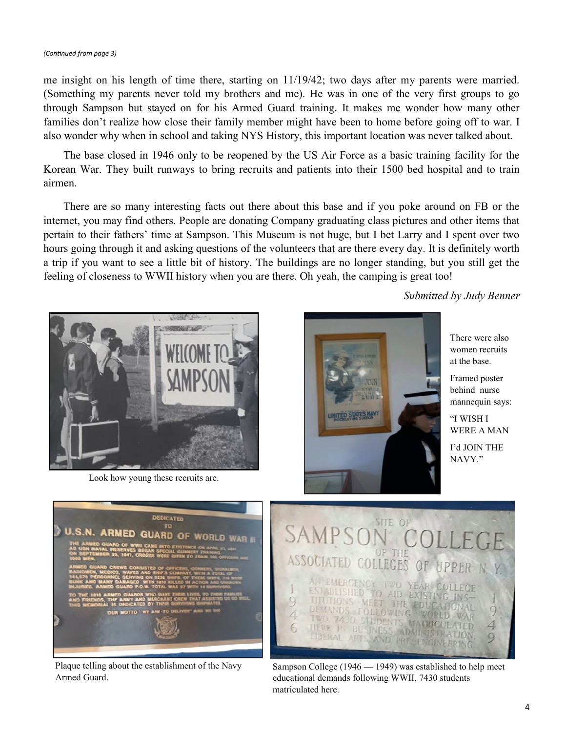*(Continued from page 3)*

me insight on his length of time there, starting on 11/19/42; two days after my parents were married. (Something my parents never told my brothers and me). He was in one of the very first groups to go through Sampson but stayed on for his Armed Guard training. It makes me wonder how many other families don't realize how close their family member might have been to home before going off to war. I also wonder why when in school and taking NYS History, this important location was never talked about.

The base closed in 1946 only to be reopened by the US Air Force as a basic training facility for the Korean War. They built runways to bring recruits and patients into their 1500 bed hospital and to train airmen.

There are so many interesting facts out there about this base and if you poke around on FB or the internet, you may find others. People are donating Company graduating class pictures and other items that pertain to their fathers' time at Sampson. This Museum is not huge, but I bet Larry and I spent over two hours going through it and asking questions of the volunteers that are there every day. It is definitely worth a trip if you want to see a little bit of history. The buildings are no longer standing, but you still get the feeling of closeness to WWII history when you are there. Oh yeah, the camping is great too!

*Submitted by Judy Benner*

Look how young these recruits are.

There were also women recruits at the base.

Framed poster behind nurse mannequin says:

"I WISH I WERE A MAN

I'd JOIN THE NAVY."

Plaque telling about the establishment of the Navy Armed Guard.

Sampson College (1946 — 1949) was established to help meet educational demands following WWII. 7430 students matriculated here.